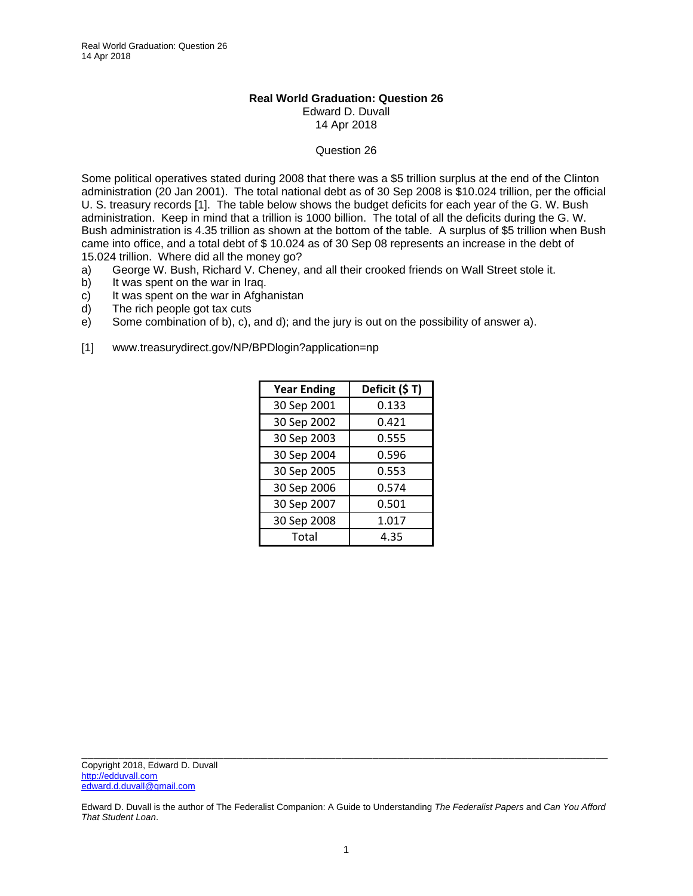**Real World Graduation: Question 26**

Edward D. Duvall

14 Apr 2018

Question 26

Some political operatives stated during 2008 that there was a $5 trillion surplus at the end of the Clinton administration (20 Jan 2001). The total national debt as of 30 Sep 2008 is $10.024 trillion, per the official U. S. treasury records [1]. The table below shows the budget deficits for each year of the G. W. Bush administration. Keep in mind that a trillion is 1000 billion. The total of all the deficits during the G. W. Bush administration is 4.35 trillion as shown at the bottom of the table. A surplus of $5 trillion when Bush came into office, and a total debt of $ 10.024 as of 30 Sep 08 represents an increase in the debt of 15.024 trillion. Where did all the money go?

a) George W. Bush, Richard V. Cheney, and all their crooked friends on Wall Street stole it.
b) It was spent on the war in Iraq.
c) It was spent on the war in Afghanistan
d) The rich people got tax cuts
e) Some combination of b), c), and d); and the jury is out on the possibility of answer a).

[1] www.treasurydirect.gov/NP/BPDlogin?application=np

| Year Ending | Deficit ($ T) |
|---|---|
| 30 Sep 2001 | 0.133 |
| 30 Sep 2002 | 0.421 |
| 30 Sep 2003 | 0.555 |
| 30 Sep 2004 | 0.596 |
| 30 Sep 2005 | 0.553 |
| 30 Sep 2006 | 0.574 |
| 30 Sep 2007 | 0.501 |
| 30 Sep 2008 | 1.017 |
| Total | 4.35 |

Copyright 2018, Edward D. Duvall
http://edduvall.com
edward.d.duvall@gmail.com

Edward D. Duvall is the author of The Federalist Companion: A Guide to Understanding *The Federalist Papers* and *Can You Afford That Student Loan*.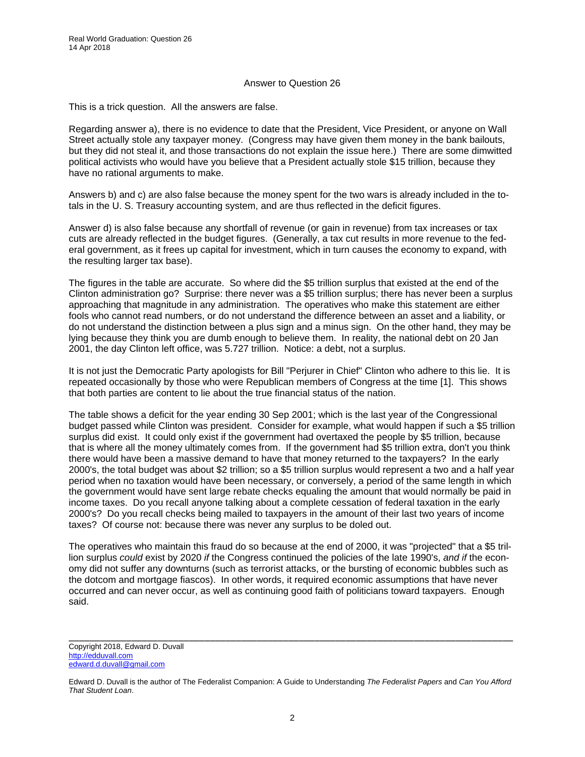## Answer to Question 26

This is a trick question. All the answers are false.

Regarding answer a), there is no evidence to date that the President, Vice President, or anyone on Wall Street actually stole any taxpayer money. (Congress may have given them money in the bank bailouts, but they did not steal it, and those transactions do not explain the issue here.) There are some dimwitted political activists who would have you believe that a President actually stole $15 trillion, because they have no rational arguments to make.

Answers b) and c) are also false because the money spent for the two wars is already included in the totals in the U. S. Treasury accounting system, and are thus reflected in the deficit figures.

Answer d) is also false because any shortfall of revenue (or gain in revenue) from tax increases or tax cuts are already reflected in the budget figures. (Generally, a tax cut results in more revenue to the federal government, as it frees up capital for investment, which in turn causes the economy to expand, with the resulting larger tax base).

The figures in the table are accurate. So where did the $5 trillion surplus that existed at the end of the Clinton administration go? Surprise: there never was a $5 trillion surplus; there has never been a surplus approaching that magnitude in any administration. The operatives who make this statement are either fools who cannot read numbers, or do not understand the difference between an asset and a liability, or do not understand the distinction between a plus sign and a minus sign. On the other hand, they may be lying because they think you are dumb enough to believe them. In reality, the national debt on 20 Jan 2001, the day Clinton left office, was 5.727 trillion. Notice: a debt, not a surplus.

It is not just the Democratic Party apologists for Bill "Perjurer in Chief" Clinton who adhere to this lie. It is repeated occasionally by those who were Republican members of Congress at the time [1]. This shows that both parties are content to lie about the true financial status of the nation.

The table shows a deficit for the year ending 30 Sep 2001; which is the last year of the Congressional budget passed while Clinton was president. Consider for example, what would happen if such a $5 trillion surplus did exist. It could only exist if the government had overtaxed the people by $5 trillion, because that is where all the money ultimately comes from. If the government had $5 trillion extra, don't you think there would have been a massive demand to have that money returned to the taxpayers? In the early 2000's, the total budget was about $2 trillion; so a $5 trillion surplus would represent a two and a half year period when no taxation would have been necessary, or conversely, a period of the same length in which the government would have sent large rebate checks equaling the amount that would normally be paid in income taxes. Do you recall anyone talking about a complete cessation of federal taxation in the early 2000's? Do you recall checks being mailed to taxpayers in the amount of their last two years of income taxes? Of course not: because there was never any surplus to be doled out.

The operatives who maintain this fraud do so because at the end of 2000, it was "projected" that a $5 trillion surplus *could* exist by 2020 *if* the Congress continued the policies of the late 1990's, *and if* the economy did not suffer any downturns (such as terrorist attacks, or the bursting of economic bubbles such as the dotcom and mortgage fiascos). In other words, it required economic assumptions that have never occurred and can never occur, as well as continuing good faith of politicians toward taxpayers. Enough said.

---

Copyright 2018, Edward D. Duvall
http://edduvall.com
edward.d.duvall@gmail.com

Edward D. Duvall is the author of The Federalist Companion: A Guide to Understanding *The Federalist Papers* and *Can You Afford That Student Loan*.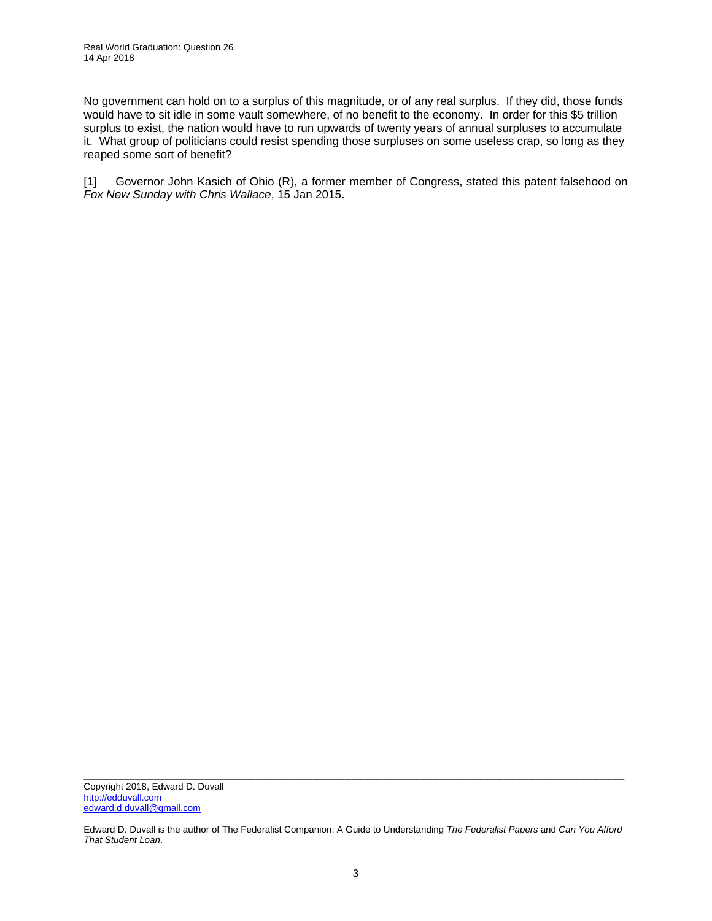No government can hold on to a surplus of this magnitude, or of any real surplus. If they did, those funds would have to sit idle in some vault somewhere, of no benefit to the economy. In order for this $5 trillion surplus to exist, the nation would have to run upwards of twenty years of annual surpluses to accumulate it. What group of politicians could resist spending those surpluses on some useless crap, so long as they reaped some sort of benefit?

[1] Governor John Kasich of Ohio (R), a former member of Congress, stated this patent falsehood on *Fox New Sunday with Chris Wallace*, 15 Jan 2015.

---

Copyright 2018, Edward D. Duvall
http://edduvall.com
edward.d.duvall@gmail.com

Edward D. Duvall is the author of The Federalist Companion: A Guide to Understanding *The Federalist Papers* and *Can You Afford That Student Loan*.